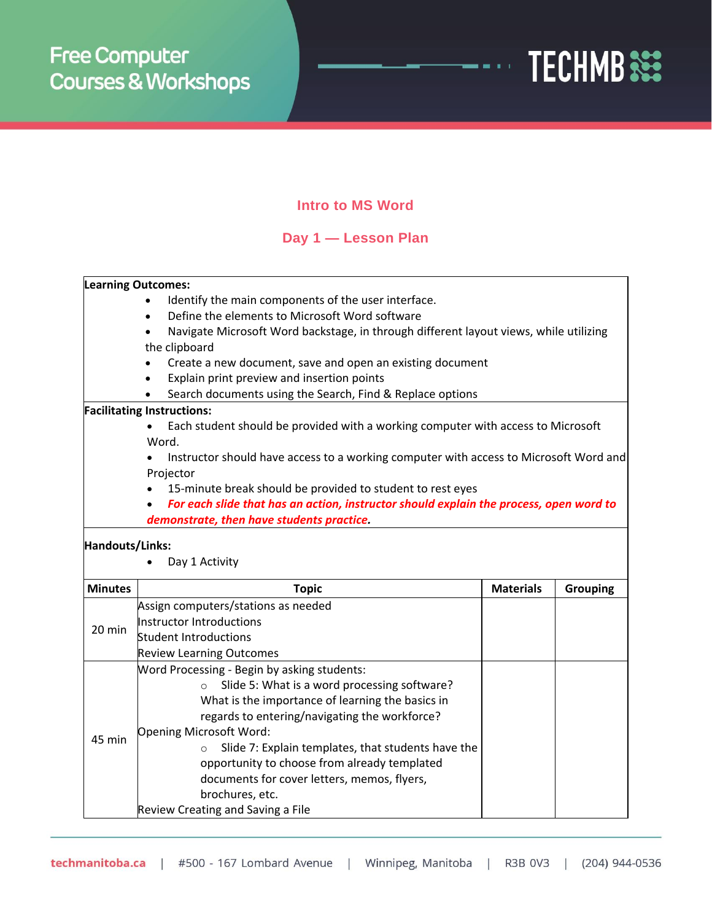# Intro to MS Word

## Day 1 — Lesson Plan

**Learning Outcomes:**

- Identify the main components of the user interface.
- Define the elements to Microsoft Word software
- Navigate Microsoft Word backstage, in through different layout views, while utilizing the clipboard
- Create a new document, save and open an existing document
- Explain print preview and insertion points
- Search documents using the Search, Find & Replace options

**Facilitating Instructions:**

- Each student should be provided with a working computer with access to Microsoft Word.
- Instructor should have access to a working computer with access to Microsoft Word and Projector
- 15-minute break should be provided to student to rest eyes
- ***For each slide that has an action, instructor should explain the process, open word to demonstrate, then have students practice.***

**Handouts/Links:**

- Day 1 Activity

| Minutes | Topic | Materials | Grouping |
|---|---|---|---|
| 20 min | Assign computers/stations as needed<br>Instructor Introductions<br>Student Introductions<br>Review Learning Outcomes | | |
| 45 min | Word Processing - Begin by asking students:<br>◦ Slide 5: What is a word processing software? What is the importance of learning the basics in regards to entering/navigating the workforce?<br>Opening Microsoft Word:<br>◦ Slide 7: Explain templates, that students have the opportunity to choose from already templated documents for cover letters, memos, flyers, brochures, etc.<br>Review Creating and Saving a File | | |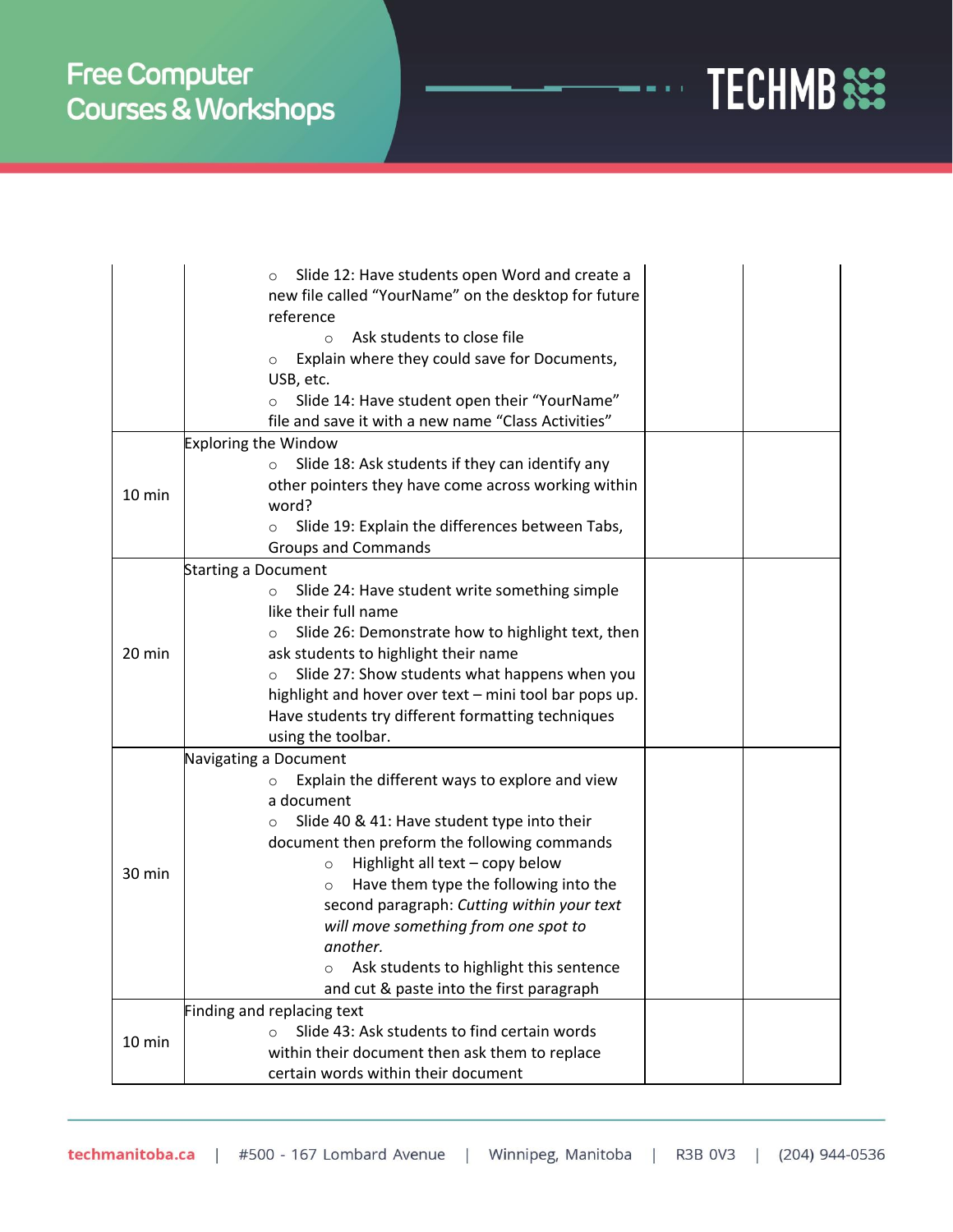| | | | |
|---|---|---|---|
| | ○ Slide 12: Have students open Word and create a new file called "YourName" on the desktop for future reference<br>○ Ask students to close file<br>○ Explain where they could save for Documents, USB, etc.<br>○ Slide 14: Have student open their "YourName" file and save it with a new name "Class Activities" | | |
| 10 min | Exploring the Window<br>○ Slide 18: Ask students if they can identify any other pointers they have come across working within word?<br>○ Slide 19: Explain the differences between Tabs, Groups and Commands | | |
| 20 min | Starting a Document<br>○ Slide 24: Have student write something simple like their full name<br>○ Slide 26: Demonstrate how to highlight text, then ask students to highlight their name<br>○ Slide 27: Show students what happens when you highlight and hover over text – mini tool bar pops up. Have students try different formatting techniques using the toolbar. | | |
| 30 min | Navigating a Document<br>○ Explain the different ways to explore and view a document<br>○ Slide 40 & 41: Have student type into their document then preform the following commands<br>○ Highlight all text – copy below<br>○ Have them type the following into the second paragraph: *Cutting within your text will move something from one spot to another.*<br>○ Ask students to highlight this sentence and cut & paste into the first paragraph | | |
| 10 min | Finding and replacing text<br>○ Slide 43: Ask students to find certain words within their document then ask them to replace certain words within their document | | |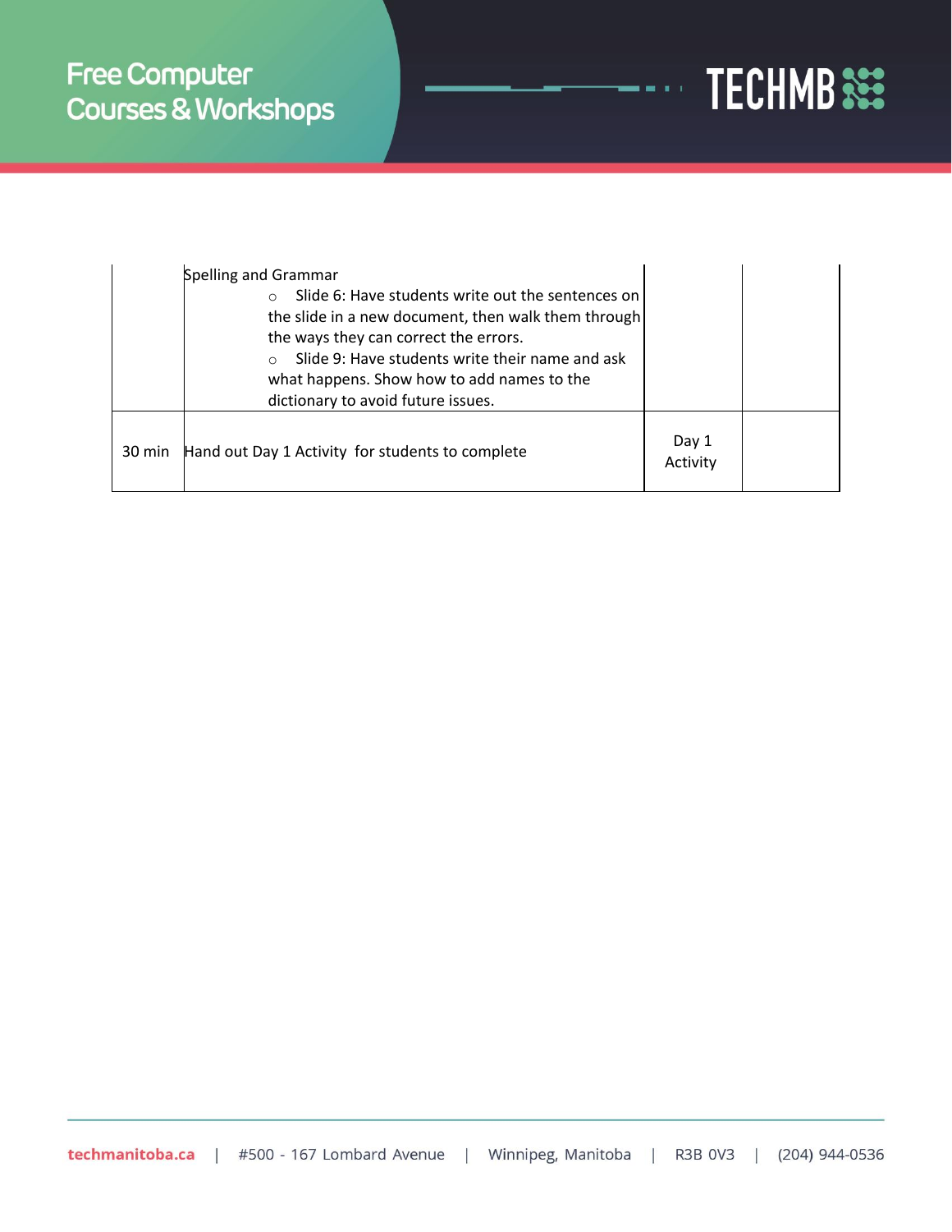| | | | |
|---|---|---|---|
| | Spelling and Grammar<br>○ Slide 6: Have students write out the sentences on the slide in a new document, then walk them through the ways they can correct the errors.<br>○ Slide 9: Have students write their name and ask what happens. Show how to add names to the dictionary to avoid future issues. | | |
| 30 min | Hand out Day 1 Activity for students to complete | Day 1 Activity | |